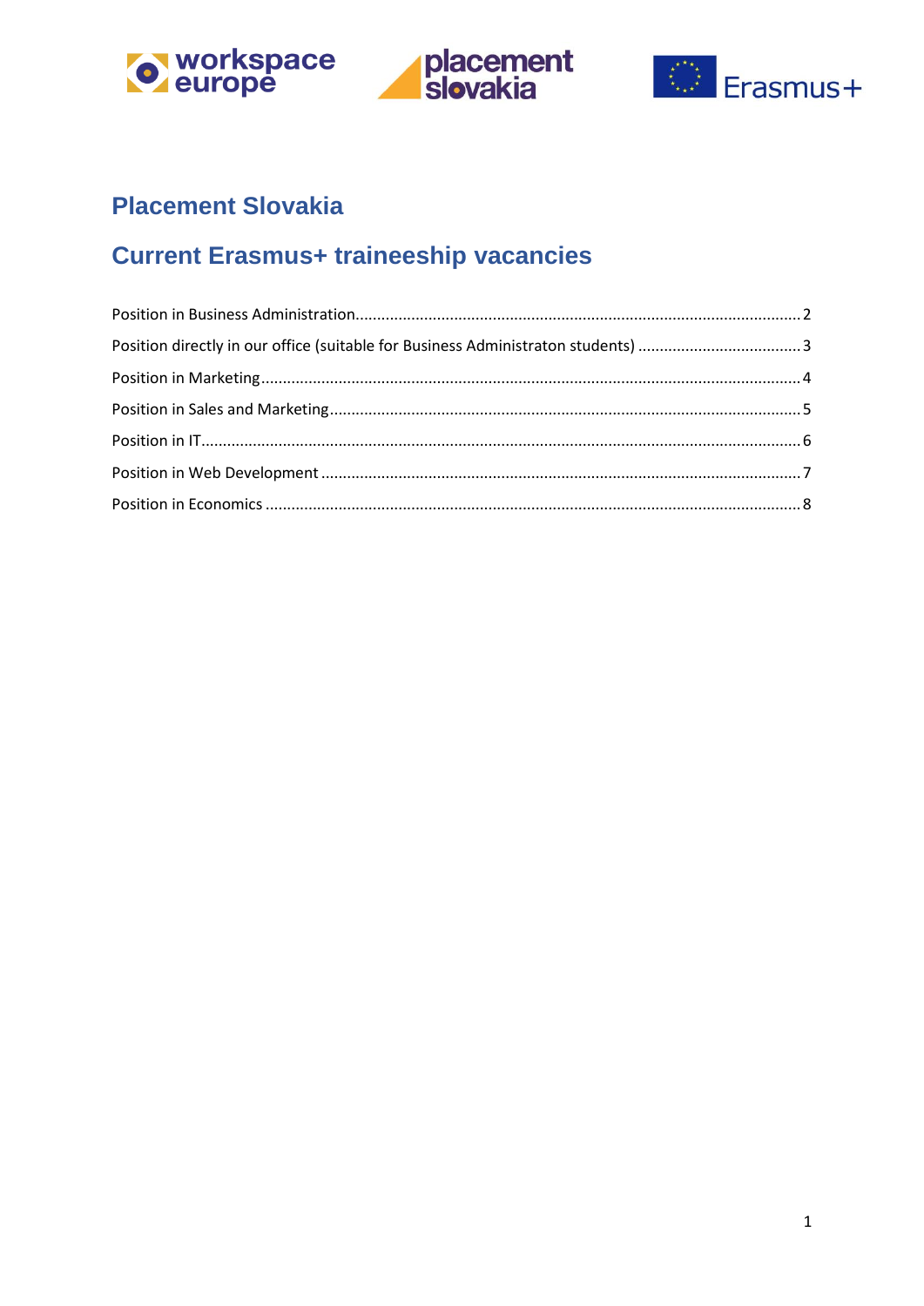# Placement Slovakia

## Current Erasmus+ traineeship vacancies

Position in Business Administration....................................................................................................2

Position directly in our office (suitable for Business Administraton students) .....................................3

Position in Marketing..........................................................................................................................4

Position in Sales and Marketing...........................................................................................................5

Position in IT........................................................................................................................................6

Position in Web Development .............................................................................................................7

Position in Economics ..........................................................................................................................8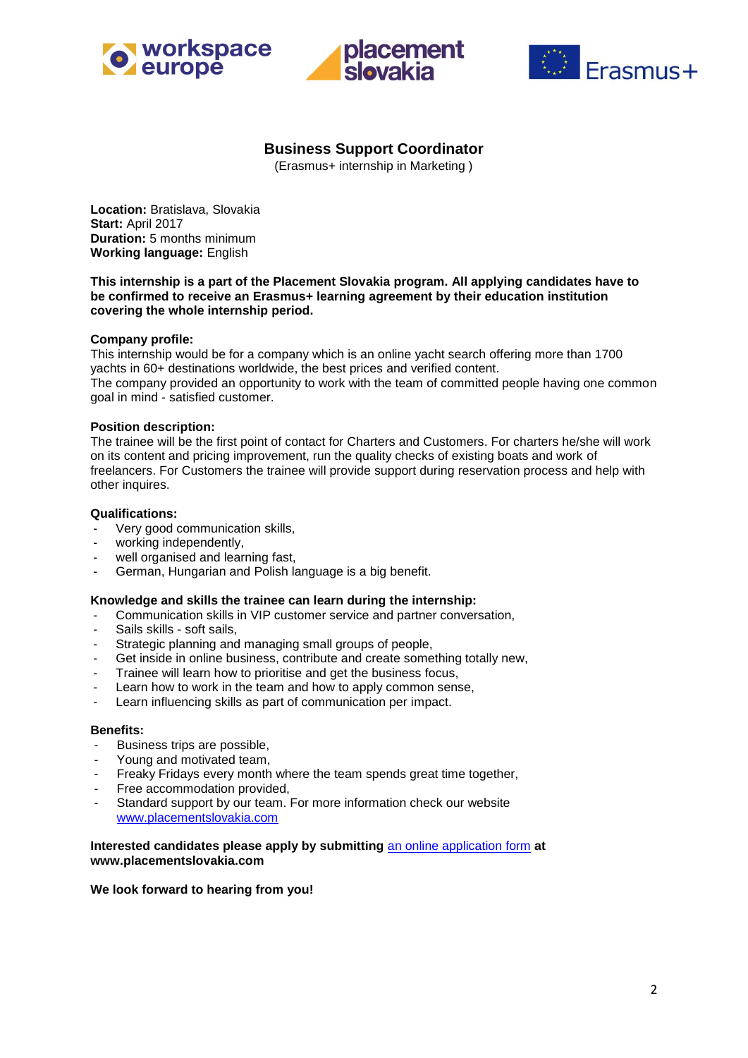## Business Support Coordinator

(Erasmus+ internship in Marketing )

**Location:** Bratislava, Slovakia
**Start:** April 2017
**Duration:** 5 months minimum
**Working language:** English

**This internship is a part of the Placement Slovakia program. All applying candidates have to be confirmed to receive an Erasmus+ learning agreement by their education institution covering the whole internship period.**

**Company profile:**
This internship would be for a company which is an online yacht search offering more than 1700 yachts in 60+ destinations worldwide, the best prices and verified content.
The company provided an opportunity to work with the team of committed people having one common goal in mind - satisfied customer.

**Position description:**
The trainee will be the first point of contact for Charters and Customers. For charters he/she will work on its content and pricing improvement, run the quality checks of existing boats and work of freelancers. For Customers the trainee will provide support during reservation process and help with other inquires.

**Qualifications:**
- Very good communication skills,
- working independently,
- well organised and learning fast,
- German, Hungarian and Polish language is a big benefit.

**Knowledge and skills the trainee can learn during the internship:**
- Communication skills in VIP customer service and partner conversation,
- Sails skills - soft sails,
- Strategic planning and managing small groups of people,
- Get inside in online business, contribute and create something totally new,
- Trainee will learn how to prioritise and get the business focus,
- Learn how to work in the team and how to apply common sense,
- Learn influencing skills as part of communication per impact.

**Benefits:**
- Business trips are possible,
- Young and motivated team,
- Freaky Fridays every month where the team spends great time together,
- Free accommodation provided,
- Standard support by our team. For more information check our website www.placementslovakia.com

**Interested candidates please apply by submitting** an online application form **at www.placementslovakia.com**

**We look forward to hearing from you!**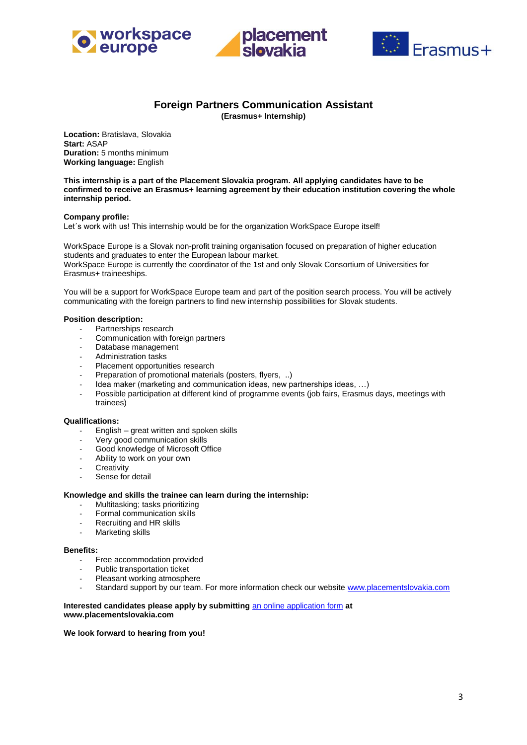## Foreign Partners Communication Assistant

**(Erasmus+ Internship)**

**Location:** Bratislava, Slovakia
**Start:** ASAP
**Duration:** 5 months minimum
**Working language:** English

**This internship is a part of the Placement Slovakia program. All applying candidates have to be confirmed to receive an Erasmus+ learning agreement by their education institution covering the whole internship period.**

**Company profile:**
Let´s work with us! This internship would be for the organization WorkSpace Europe itself!

WorkSpace Europe is a Slovak non-profit training organisation focused on preparation of higher education students and graduates to enter the European labour market.
WorkSpace Europe is currently the coordinator of the 1st and only Slovak Consortium of Universities for Erasmus+ traineeships.

You will be a support for WorkSpace Europe team and part of the position search process. You will be actively communicating with the foreign partners to find new internship possibilities for Slovak students.

**Position description:**

- Partnerships research
- Communication with foreign partners
- Database management
- Administration tasks
- Placement opportunities research
- Preparation of promotional materials (posters, flyers, ..)
- Idea maker (marketing and communication ideas, new partnerships ideas, …)
- Possible participation at different kind of programme events (job fairs, Erasmus days, meetings with trainees)

**Qualifications:**

- English – great written and spoken skills
- Very good communication skills
- Good knowledge of Microsoft Office
- Ability to work on your own
- Creativity
- Sense for detail

**Knowledge and skills the trainee can learn during the internship:**

- Multitasking; tasks prioritizing
- Formal communication skills
- Recruiting and HR skills
- Marketing skills

**Benefits:**

- Free accommodation provided
- Public transportation ticket
- Pleasant working atmosphere
- Standard support by our team. For more information check our website www.placementslovakia.com

**Interested candidates please apply by submitting** an online application form **at www.placementslovakia.com**

**We look forward to hearing from you!**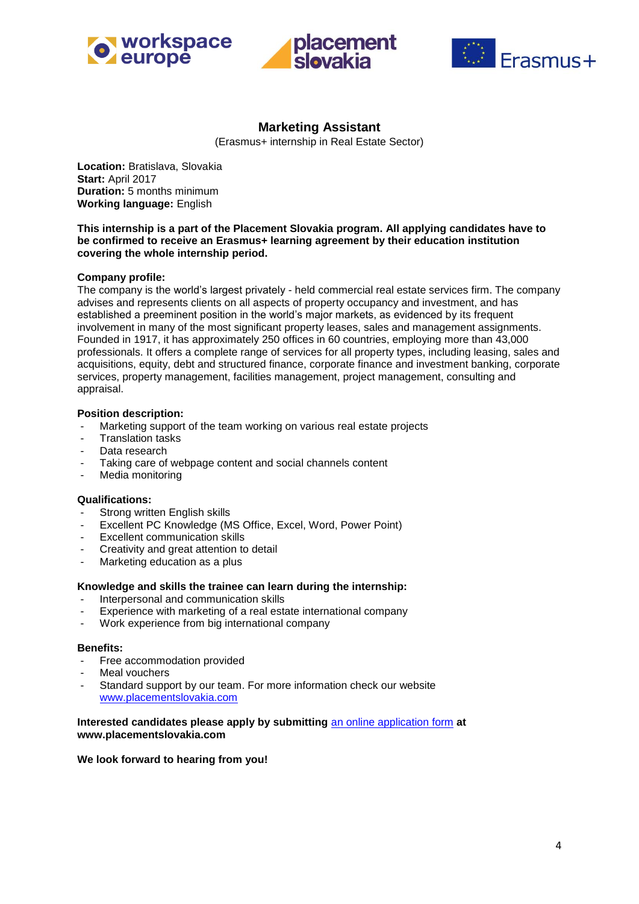# Marketing Assistant

(Erasmus+ internship in Real Estate Sector)

**Location:** Bratislava, Slovakia
**Start:** April 2017
**Duration:** 5 months minimum
**Working language:** English

**This internship is a part of the Placement Slovakia program. All applying candidates have to be confirmed to receive an Erasmus+ learning agreement by their education institution covering the whole internship period.**

**Company profile:**
The company is the world's largest privately - held commercial real estate services firm. The company advises and represents clients on all aspects of property occupancy and investment, and has established a preeminent position in the world's major markets, as evidenced by its frequent involvement in many of the most significant property leases, sales and management assignments. Founded in 1917, it has approximately 250 offices in 60 countries, employing more than 43,000 professionals. It offers a complete range of services for all property types, including leasing, sales and acquisitions, equity, debt and structured finance, corporate finance and investment banking, corporate services, property management, facilities management, project management, consulting and appraisal.

**Position description:**
- Marketing support of the team working on various real estate projects
- Translation tasks
- Data research
- Taking care of webpage content and social channels content
- Media monitoring

**Qualifications:**
- Strong written English skills
- Excellent PC Knowledge (MS Office, Excel, Word, Power Point)
- Excellent communication skills
- Creativity and great attention to detail
- Marketing education as a plus

**Knowledge and skills the trainee can learn during the internship:**
- Interpersonal and communication skills
- Experience with marketing of a real estate international company
- Work experience from big international company

**Benefits:**
- Free accommodation provided
- Meal vouchers
- Standard support by our team. For more information check our website www.placementslovakia.com

**Interested candidates please apply by submitting** an online application form **at www.placementslovakia.com**

**We look forward to hearing from you!**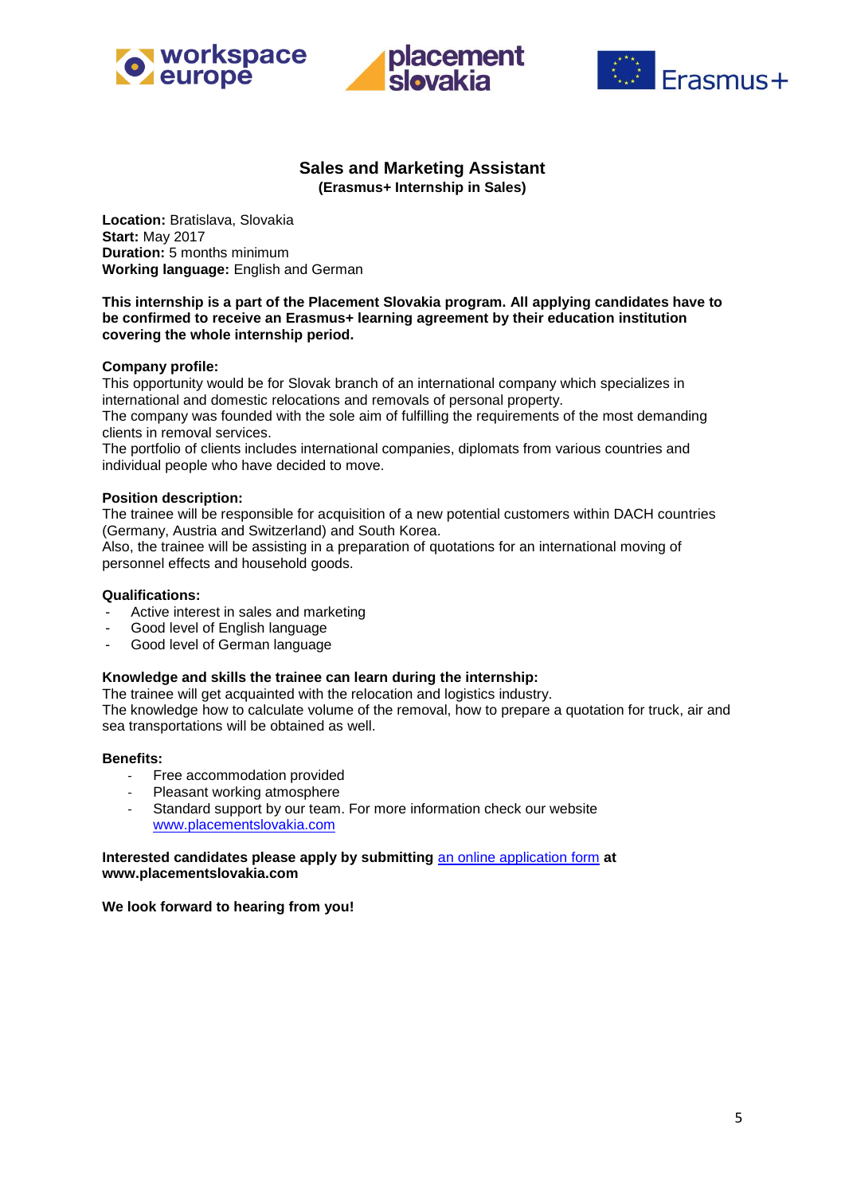## Sales and Marketing Assistant

**(Erasmus+ Internship in Sales)**

**Location:** Bratislava, Slovakia
**Start:** May 2017
**Duration:** 5 months minimum
**Working language:** English and German

**This internship is a part of the Placement Slovakia program. All applying candidates have to be confirmed to receive an Erasmus+ learning agreement by their education institution covering the whole internship period.**

**Company profile:**
This opportunity would be for Slovak branch of an international company which specializes in international and domestic relocations and removals of personal property.
The company was founded with the sole aim of fulfilling the requirements of the most demanding clients in removal services.
The portfolio of clients includes international companies, diplomats from various countries and individual people who have decided to move.

**Position description:**
The trainee will be responsible for acquisition of a new potential customers within DACH countries (Germany, Austria and Switzerland) and South Korea.
Also, the trainee will be assisting in a preparation of quotations for an international moving of personnel effects and household goods.

**Qualifications:**

- Active interest in sales and marketing
- Good level of English language
- Good level of German language

**Knowledge and skills the trainee can learn during the internship:**
The trainee will get acquainted with the relocation and logistics industry.
The knowledge how to calculate volume of the removal, how to prepare a quotation for truck, air and sea transportations will be obtained as well.

**Benefits:**

- Free accommodation provided
- Pleasant working atmosphere
- Standard support by our team. For more information check our website www.placementslovakia.com

**Interested candidates please apply by submitting** an online application form **at www.placementslovakia.com**

**We look forward to hearing from you!**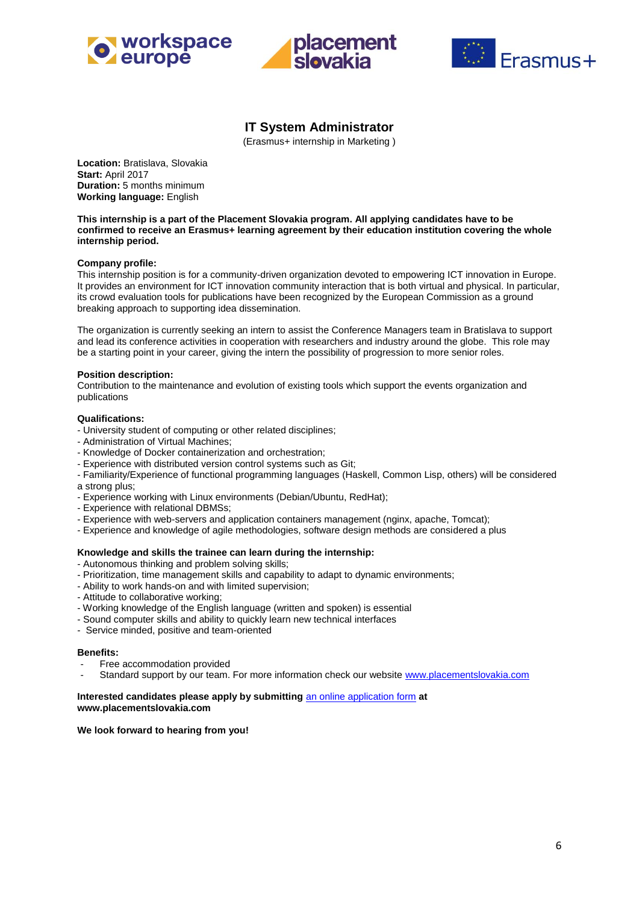# IT System Administrator

(Erasmus+ internship in Marketing )

**Location:** Bratislava, Slovakia
**Start:** April 2017
**Duration:** 5 months minimum
**Working language:** English

**This internship is a part of the Placement Slovakia program. All applying candidates have to be confirmed to receive an Erasmus+ learning agreement by their education institution covering the whole internship period.**

**Company profile:**
This internship position is for a community-driven organization devoted to empowering ICT innovation in Europe. It provides an environment for ICT innovation community interaction that is both virtual and physical. In particular, its crowd evaluation tools for publications have been recognized by the European Commission as a ground breaking approach to supporting idea dissemination.

The organization is currently seeking an intern to assist the Conference Managers team in Bratislava to support and lead its conference activities in cooperation with researchers and industry around the globe. This role may be a starting point in your career, giving the intern the possibility of progression to more senior roles.

**Position description:**
Contribution to the maintenance and evolution of existing tools which support the events organization and publications

**Qualifications:**
- University student of computing or other related disciplines;
- Administration of Virtual Machines;
- Knowledge of Docker containerization and orchestration;
- Experience with distributed version control systems such as Git;
- Familiarity/Experience of functional programming languages (Haskell, Common Lisp, others) will be considered a strong plus;
- Experience working with Linux environments (Debian/Ubuntu, RedHat);
- Experience with relational DBMSs;
- Experience with web-servers and application containers management (nginx, apache, Tomcat);
- Experience and knowledge of agile methodologies, software design methods are considered a plus

**Knowledge and skills the trainee can learn during the internship:**
- Autonomous thinking and problem solving skills;
- Prioritization, time management skills and capability to adapt to dynamic environments;
- Ability to work hands-on and with limited supervision;
- Attitude to collaborative working;
- Working knowledge of the English language (written and spoken) is essential
- Sound computer skills and ability to quickly learn new technical interfaces
- Service minded, positive and team-oriented

**Benefits:**
- Free accommodation provided
- Standard support by our team. For more information check our website www.placementslovakia.com

**Interested candidates please apply by submitting** an online application form **at www.placementslovakia.com**

**We look forward to hearing from you!**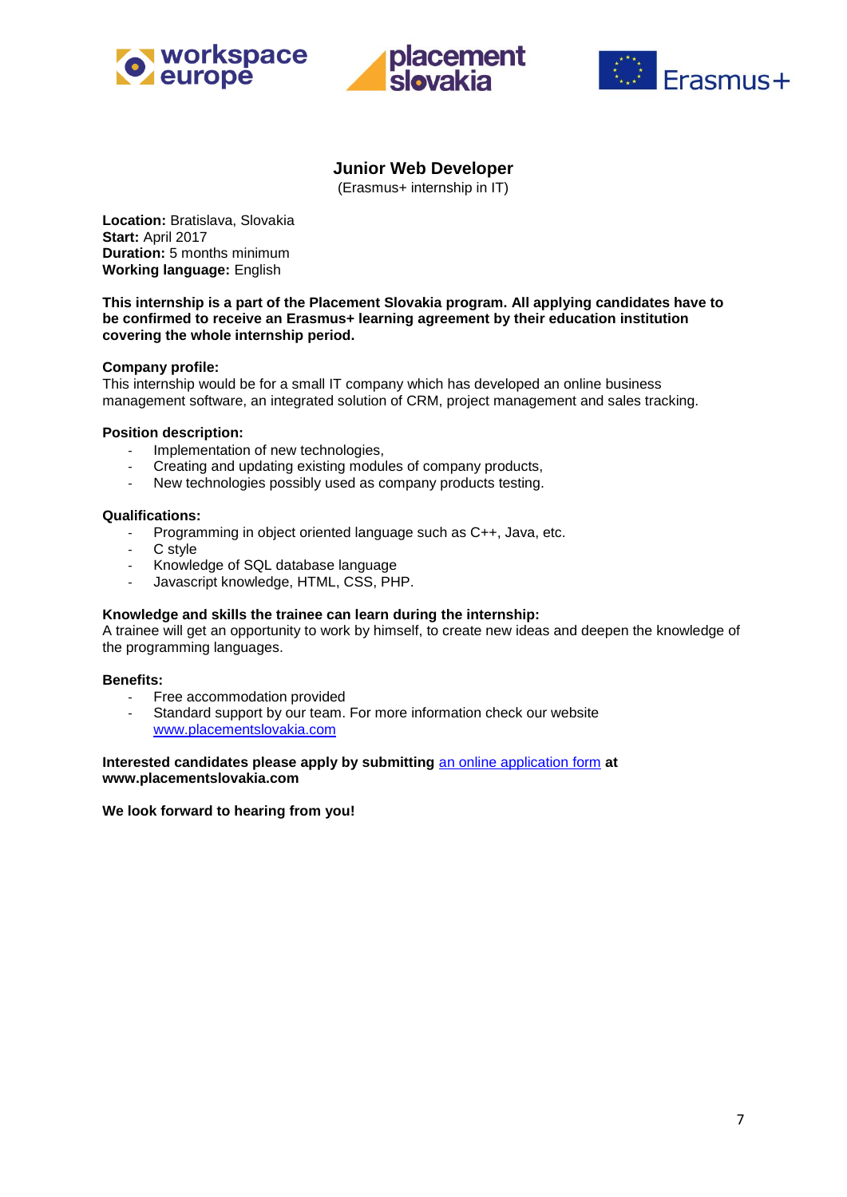## Junior Web Developer

(Erasmus+ internship in IT)

**Location:** Bratislava, Slovakia
**Start:** April 2017
**Duration:** 5 months minimum
**Working language:** English

**This internship is a part of the Placement Slovakia program. All applying candidates have to be confirmed to receive an Erasmus+ learning agreement by their education institution covering the whole internship period.**

**Company profile:**
This internship would be for a small IT company which has developed an online business management software, an integrated solution of CRM, project management and sales tracking.

**Position description:**

- Implementation of new technologies,
- Creating and updating existing modules of company products,
- New technologies possibly used as company products testing.

**Qualifications:**

- Programming in object oriented language such as C++, Java, etc.
- C style
- Knowledge of SQL database language
- Javascript knowledge, HTML, CSS, PHP.

**Knowledge and skills the trainee can learn during the internship:**
A trainee will get an opportunity to work by himself, to create new ideas and deepen the knowledge of the programming languages.

**Benefits:**

- Free accommodation provided
- Standard support by our team. For more information check our website www.placementslovakia.com

**Interested candidates please apply by submitting** an online application form **at www.placementslovakia.com**

**We look forward to hearing from you!**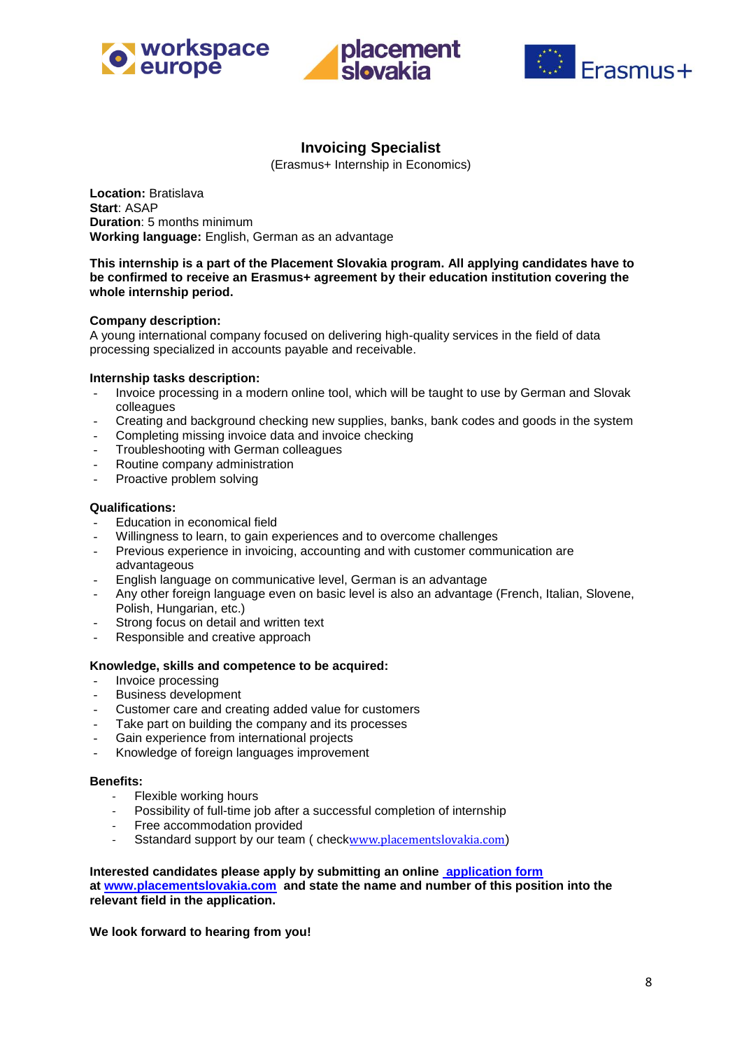# Invoicing Specialist

(Erasmus+ Internship in Economics)

**Location:** Bratislava
**Start**: ASAP
**Duration**: 5 months minimum
**Working language:** English, German as an advantage

**This internship is a part of the Placement Slovakia program. All applying candidates have to be confirmed to receive an Erasmus+ agreement by their education institution covering the whole internship period.**

**Company description:**
A young international company focused on delivering high-quality services in the field of data processing specialized in accounts payable and receivable.

**Internship tasks description:**

- Invoice processing in a modern online tool, which will be taught to use by German and Slovak colleagues
- Creating and background checking new supplies, banks, bank codes and goods in the system
- Completing missing invoice data and invoice checking
- Troubleshooting with German colleagues
- Routine company administration
- Proactive problem solving

**Qualifications:**

- Education in economical field
- Willingness to learn, to gain experiences and to overcome challenges
- Previous experience in invoicing, accounting and with customer communication are advantageous
- English language on communicative level, German is an advantage
- Any other foreign language even on basic level is also an advantage (French, Italian, Slovene, Polish, Hungarian, etc.)
- Strong focus on detail and written text
- Responsible and creative approach

**Knowledge, skills and competence to be acquired:**

- Invoice processing
- Business development
- Customer care and creating added value for customers
- Take part on building the company and its processes
- Gain experience from international projects
- Knowledge of foreign languages improvement

**Benefits:**

- Flexible working hours
- Possibility of full-time job after a successful completion of internship
- Free accommodation provided
- Sstandard support by our team ( checkwww.placementslovakia.com)

**Interested candidates please apply by submitting an online application form at www.placementslovakia.com and state the name and number of this position into the relevant field in the application.**

**We look forward to hearing from you!**